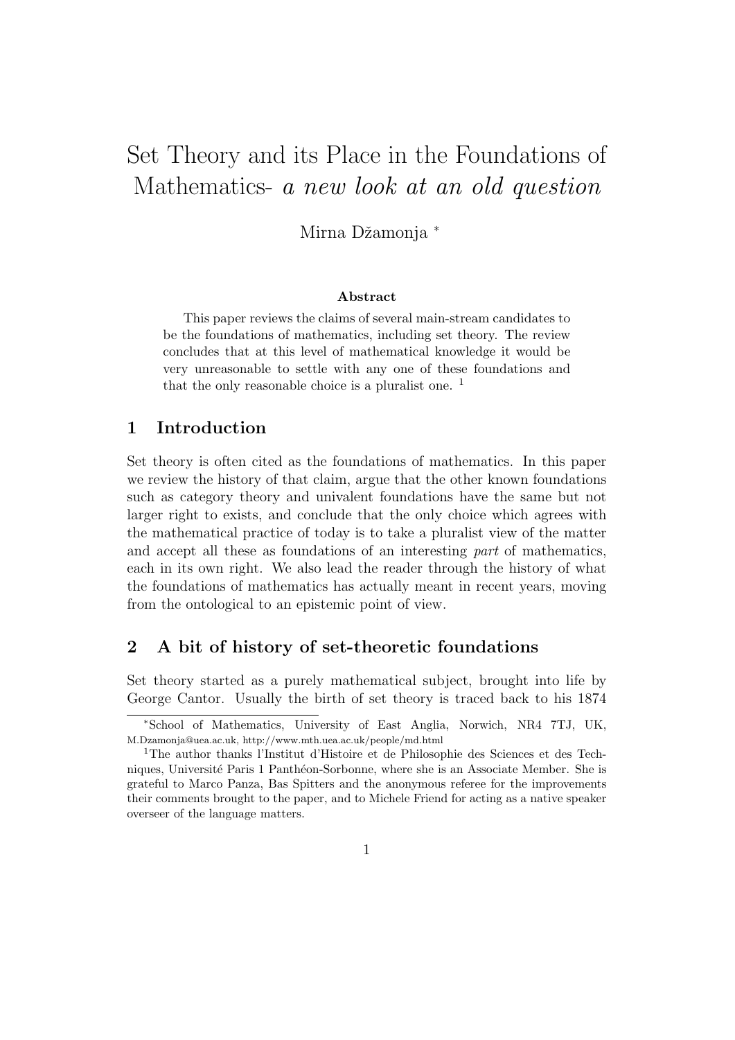# Set Theory and its Place in the Foundations of Mathematics- *a new look at an old question*

Mirna Džamonja [*]

### Abstract

This paper reviews the claims of several main-stream candidates to be the foundations of mathematics, including set theory. The review concludes that at this level of mathematical knowledge it would be very unreasonable to settle with any one of these foundations and that the only reasonable choice is a pluralist one. [1]

## 1 Introduction

Set theory is often cited as the foundations of mathematics. In this paper we review the history of that claim, argue that the other known foundations such as category theory and univalent foundations have the same but not larger right to exists, and conclude that the only choice which agrees with the mathematical practice of today is to take a pluralist view of the matter and accept all these as foundations of an interesting *part* of mathematics, each in its own right. We also lead the reader through the history of what the foundations of mathematics has actually meant in recent years, moving from the ontological to an epistemic point of view.

## 2 A bit of history of set-theoretic foundations

Set theory started as a purely mathematical subject, brought into life by George Cantor. Usually the birth of set theory is traced back to his 1874

---

[*] School of Mathematics, University of East Anglia, Norwich, NR4 7TJ, UK, M.Dzamonja@uea.ac.uk, http://www.mth.uea.ac.uk/people/md.html

[1] The author thanks l'Institut d'Histoire et de Philosophie des Sciences et des Techniques, Université Paris 1 Panthéon-Sorbonne, where she is an Associate Member. She is grateful to Marco Panza, Bas Spitters and the anonymous referee for the improvements their comments brought to the paper, and to Michele Friend for acting as a native speaker overseer of the language matters.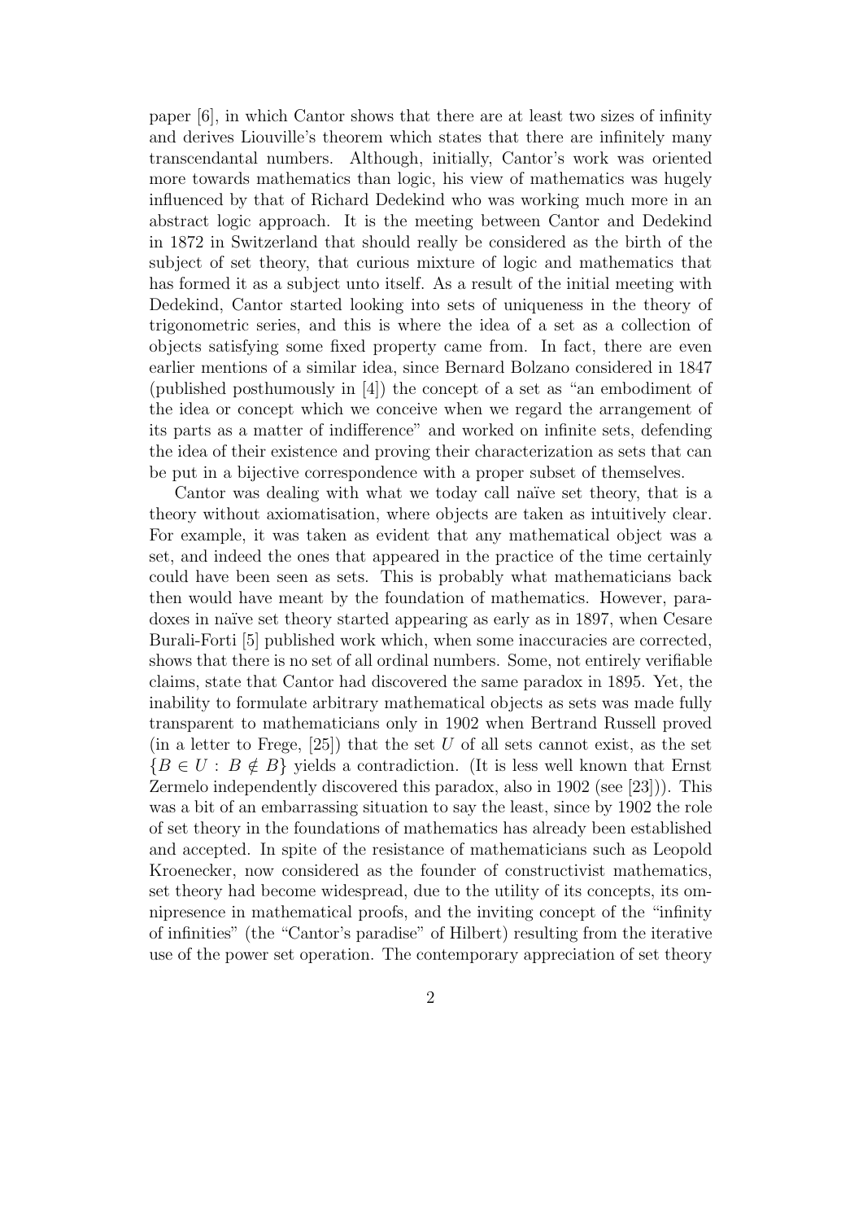paper [6], in which Cantor shows that there are at least two sizes of infinity and derives Liouville's theorem which states that there are infinitely many transcendantal numbers. Although, initially, Cantor's work was oriented more towards mathematics than logic, his view of mathematics was hugely influenced by that of Richard Dedekind who was working much more in an abstract logic approach. It is the meeting between Cantor and Dedekind in 1872 in Switzerland that should really be considered as the birth of the subject of set theory, that curious mixture of logic and mathematics that has formed it as a subject unto itself. As a result of the initial meeting with Dedekind, Cantor started looking into sets of uniqueness in the theory of trigonometric series, and this is where the idea of a set as a collection of objects satisfying some fixed property came from. In fact, there are even earlier mentions of a similar idea, since Bernard Bolzano considered in 1847 (published posthumously in [4]) the concept of a set as "an embodiment of the idea or concept which we conceive when we regard the arrangement of its parts as a matter of indifference" and worked on infinite sets, defending the idea of their existence and proving their characterization as sets that can be put in a bijective correspondence with a proper subset of themselves.

Cantor was dealing with what we today call naïve set theory, that is a theory without axiomatisation, where objects are taken as intuitively clear. For example, it was taken as evident that any mathematical object was a set, and indeed the ones that appeared in the practice of the time certainly could have been seen as sets. This is probably what mathematicians back then would have meant by the foundation of mathematics. However, paradoxes in naïve set theory started appearing as early as in 1897, when Cesare Burali-Forti [5] published work which, when some inaccuracies are corrected, shows that there is no set of all ordinal numbers. Some, not entirely verifiable claims, state that Cantor had discovered the same paradox in 1895. Yet, the inability to formulate arbitrary mathematical objects as sets was made fully transparent to mathematicians only in 1902 when Bertrand Russell proved (in a letter to Frege, [25]) that the set $U$ of all sets cannot exist, as the set $\{B \in U : B \notin B\}$ yields a contradiction. (It is less well known that Ernst Zermelo independently discovered this paradox, also in 1902 (see [23])). This was a bit of an embarrassing situation to say the least, since by 1902 the role of set theory in the foundations of mathematics has already been established and accepted. In spite of the resistance of mathematicians such as Leopold Kroenecker, now considered as the founder of constructivist mathematics, set theory had become widespread, due to the utility of its concepts, its omnipresence in mathematical proofs, and the inviting concept of the "infinity of infinities" (the "Cantor's paradise" of Hilbert) resulting from the iterative use of the power set operation. The contemporary appreciation of set theory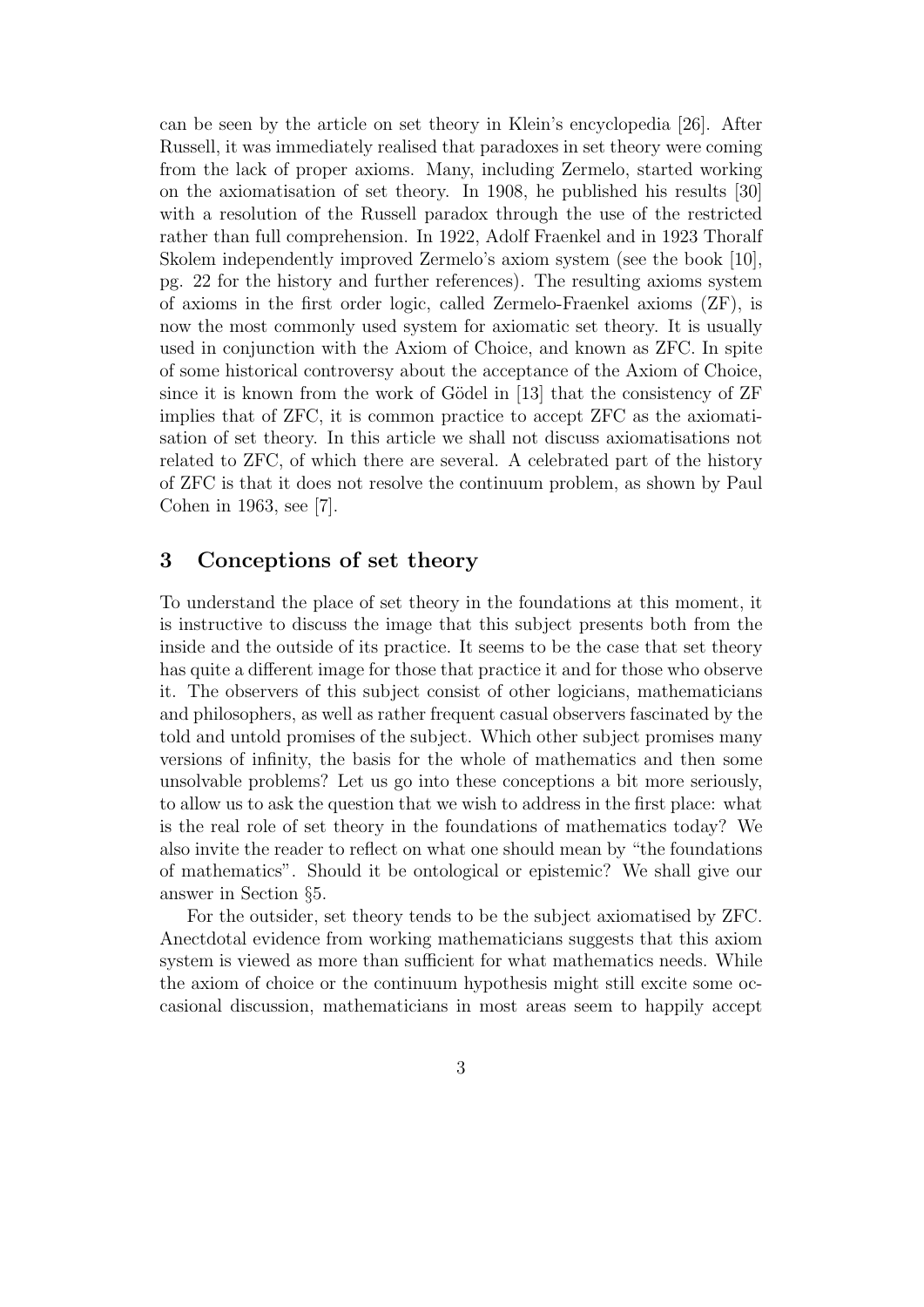can be seen by the article on set theory in Klein's encyclopedia [26]. After Russell, it was immediately realised that paradoxes in set theory were coming from the lack of proper axioms. Many, including Zermelo, started working on the axiomatisation of set theory. In 1908, he published his results [30] with a resolution of the Russell paradox through the use of the restricted rather than full comprehension. In 1922, Adolf Fraenkel and in 1923 Thoralf Skolem independently improved Zermelo's axiom system (see the book [10], pg. 22 for the history and further references). The resulting axioms system of axioms in the first order logic, called Zermelo-Fraenkel axioms (ZF), is now the most commonly used system for axiomatic set theory. It is usually used in conjunction with the Axiom of Choice, and known as ZFC. In spite of some historical controversy about the acceptance of the Axiom of Choice, since it is known from the work of Gödel in [13] that the consistency of ZF implies that of ZFC, it is common practice to accept ZFC as the axiomatisation of set theory. In this article we shall not discuss axiomatisations not related to ZFC, of which there are several. A celebrated part of the history of ZFC is that it does not resolve the continuum problem, as shown by Paul Cohen in 1963, see [7].

## 3 Conceptions of set theory

To understand the place of set theory in the foundations at this moment, it is instructive to discuss the image that this subject presents both from the inside and the outside of its practice. It seems to be the case that set theory has quite a different image for those that practice it and for those who observe it. The observers of this subject consist of other logicians, mathematicians and philosophers, as well as rather frequent casual observers fascinated by the told and untold promises of the subject. Which other subject promises many versions of infinity, the basis for the whole of mathematics and then some unsolvable problems? Let us go into these conceptions a bit more seriously, to allow us to ask the question that we wish to address in the first place: what is the real role of set theory in the foundations of mathematics today? We also invite the reader to reflect on what one should mean by "the foundations of mathematics". Should it be ontological or epistemic? We shall give our answer in Section §5.

For the outsider, set theory tends to be the subject axiomatised by ZFC. Anectdotal evidence from working mathematicians suggests that this axiom system is viewed as more than sufficient for what mathematics needs. While the axiom of choice or the continuum hypothesis might still excite some occasional discussion, mathematicians in most areas seem to happily accept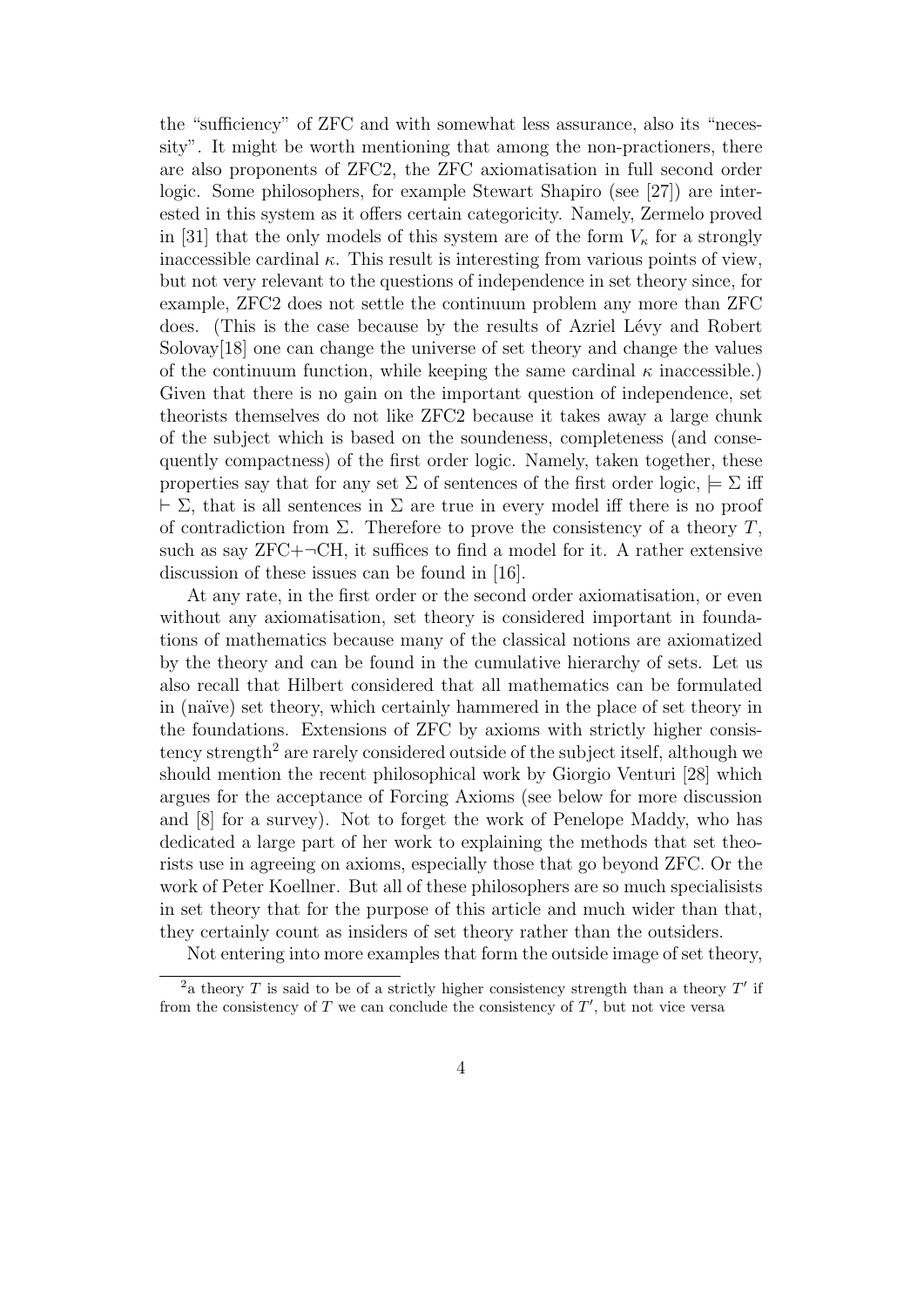the "sufficiency" of ZFC and with somewhat less assurance, also its "necessity". It might be worth mentioning that among the non-practioners, there are also proponents of ZFC2, the ZFC axiomatisation in full second order logic. Some philosophers, for example Stewart Shapiro (see [27]) are interested in this system as it offers certain categoricity. Namely, Zermelo proved in [31] that the only models of this system are of the form $V_\kappa$ for a strongly inaccessible cardinal $\kappa$. This result is interesting from various points of view, but not very relevant to the questions of independence in set theory since, for example, ZFC2 does not settle the continuum problem any more than ZFC does. (This is the case because by the results of Azriel Lévy and Robert Solovay[18] one can change the universe of set theory and change the values of the continuum function, while keeping the same cardinal $\kappa$ inaccessible.) Given that there is no gain on the important question of independence, set theorists themselves do not like ZFC2 because it takes away a large chunk of the subject which is based on the soundeness, completeness (and consequently compactness) of the first order logic. Namely, taken together, these properties say that for any set $\Sigma$ of sentences of the first order logic, $\models \Sigma$ iff $\vdash \Sigma$, that is all sentences in $\Sigma$ are true in every model iff there is no proof of contradiction from $\Sigma$. Therefore to prove the consistency of a theory $T$, such as say ZFC+$\neg$CH, it suffices to find a model for it. A rather extensive discussion of these issues can be found in [16].

At any rate, in the first order or the second order axiomatisation, or even without any axiomatisation, set theory is considered important in foundations of mathematics because many of the classical notions are axiomatized by the theory and can be found in the cumulative hierarchy of sets. Let us also recall that Hilbert considered that all mathematics can be formulated in (naïve) set theory, which certainly hammered in the place of set theory in the foundations. Extensions of ZFC by axioms with strictly higher consistency strength[2] are rarely considered outside of the subject itself, although we should mention the recent philosophical work by Giorgio Venturi [28] which argues for the acceptance of Forcing Axioms (see below for more discussion and [8] for a survey). Not to forget the work of Penelope Maddy, who has dedicated a large part of her work to explaining the methods that set theorists use in agreeing on axioms, especially those that go beyond ZFC. Or the work of Peter Koellner. But all of these philosophers are so much specialisists in set theory that for the purpose of this article and much wider than that, they certainly count as insiders of set theory rather than the outsiders.

Not entering into more examples that form the outside image of set theory,

[2] a theory $T$ is said to be of a strictly higher consistency strength than a theory $T'$ if from the consistency of $T$ we can conclude the consistency of $T'$, but not vice versa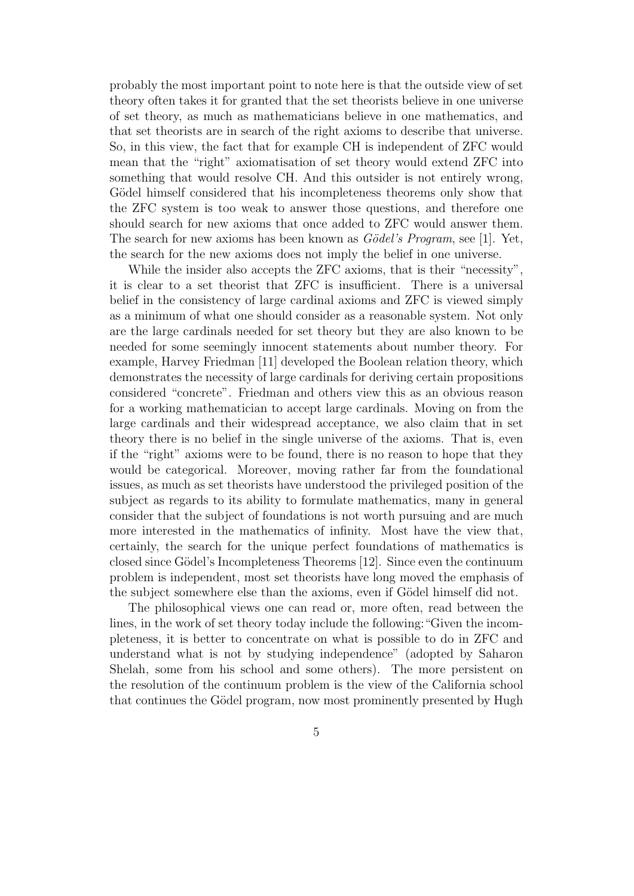probably the most important point to note here is that the outside view of set theory often takes it for granted that the set theorists believe in one universe of set theory, as much as mathematicians believe in one mathematics, and that set theorists are in search of the right axioms to describe that universe. So, in this view, the fact that for example CH is independent of ZFC would mean that the "right" axiomatisation of set theory would extend ZFC into something that would resolve CH. And this outsider is not entirely wrong, Gödel himself considered that his incompleteness theorems only show that the ZFC system is too weak to answer those questions, and therefore one should search for new axioms that once added to ZFC would answer them. The search for new axioms has been known as *Gödel's Program*, see [1]. Yet, the search for the new axioms does not imply the belief in one universe.

While the insider also accepts the ZFC axioms, that is their "necessity", it is clear to a set theorist that ZFC is insufficient. There is a universal belief in the consistency of large cardinal axioms and ZFC is viewed simply as a minimum of what one should consider as a reasonable system. Not only are the large cardinals needed for set theory but they are also known to be needed for some seemingly innocent statements about number theory. For example, Harvey Friedman [11] developed the Boolean relation theory, which demonstrates the necessity of large cardinals for deriving certain propositions considered "concrete". Friedman and others view this as an obvious reason for a working mathematician to accept large cardinals. Moving on from the large cardinals and their widespread acceptance, we also claim that in set theory there is no belief in the single universe of the axioms. That is, even if the "right" axioms were to be found, there is no reason to hope that they would be categorical. Moreover, moving rather far from the foundational issues, as much as set theorists have understood the privileged position of the subject as regards to its ability to formulate mathematics, many in general consider that the subject of foundations is not worth pursuing and are much more interested in the mathematics of infinity. Most have the view that, certainly, the search for the unique perfect foundations of mathematics is closed since Gödel's Incompleteness Theorems [12]. Since even the continuum problem is independent, most set theorists have long moved the emphasis of the subject somewhere else than the axioms, even if Gödel himself did not.

The philosophical views one can read or, more often, read between the lines, in the work of set theory today include the following: "Given the incompleteness, it is better to concentrate on what is possible to do in ZFC and understand what is not by studying independence" (adopted by Saharon Shelah, some from his school and some others). The more persistent on the resolution of the continuum problem is the view of the California school that continues the Gödel program, now most prominently presented by Hugh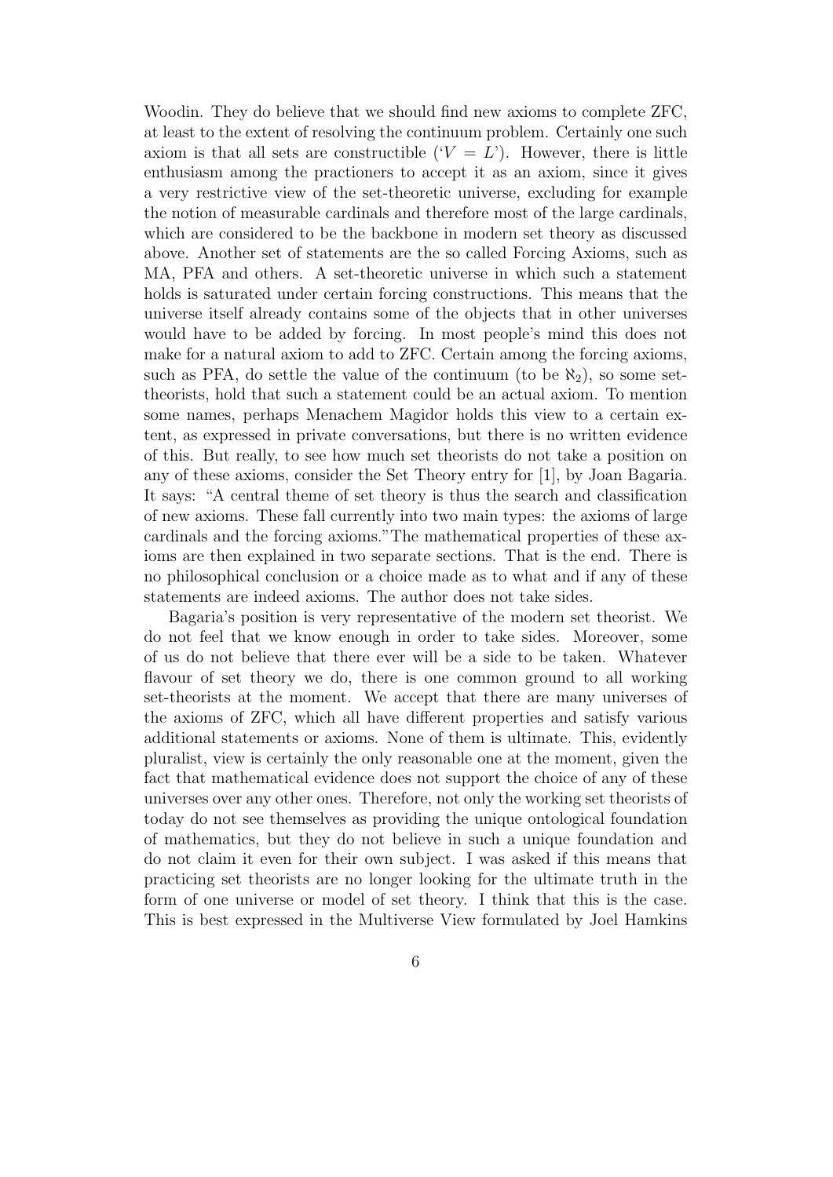Woodin. They do believe that we should find new axioms to complete ZFC, at least to the extent of resolving the continuum problem. Certainly one such axiom is that all sets are constructible ('$V = L$'). However, there is little enthusiasm among the practioners to accept it as an axiom, since it gives a very restrictive view of the set-theoretic universe, excluding for example the notion of measurable cardinals and therefore most of the large cardinals, which are considered to be the backbone in modern set theory as discussed above. Another set of statements are the so called Forcing Axioms, such as MA, PFA and others. A set-theoretic universe in which such a statement holds is saturated under certain forcing constructions. This means that the universe itself already contains some of the objects that in other universes would have to be added by forcing. In most people's mind this does not make for a natural axiom to add to ZFC. Certain among the forcing axioms, such as PFA, do settle the value of the continuum (to be $\aleph_2$), so some set-theorists, hold that such a statement could be an actual axiom. To mention some names, perhaps Menachem Magidor holds this view to a certain extent, as expressed in private conversations, but there is no written evidence of this. But really, to see how much set theorists do not take a position on any of these axioms, consider the Set Theory entry for [1], by Joan Bagaria. It says: "A central theme of set theory is thus the search and classification of new axioms. These fall currently into two main types: the axioms of large cardinals and the forcing axioms."The mathematical properties of these axioms are then explained in two separate sections. That is the end. There is no philosophical conclusion or a choice made as to what and if any of these statements are indeed axioms. The author does not take sides.

Bagaria's position is very representative of the modern set theorist. We do not feel that we know enough in order to take sides. Moreover, some of us do not believe that there ever will be a side to be taken. Whatever flavour of set theory we do, there is one common ground to all working set-theorists at the moment. We accept that there are many universes of the axioms of ZFC, which all have different properties and satisfy various additional statements or axioms. None of them is ultimate. This, evidently pluralist, view is certainly the only reasonable one at the moment, given the fact that mathematical evidence does not support the choice of any of these universes over any other ones. Therefore, not only the working set theorists of today do not see themselves as providing the unique ontological foundation of mathematics, but they do not believe in such a unique foundation and do not claim it even for their own subject. I was asked if this means that practicing set theorists are no longer looking for the ultimate truth in the form of one universe or model of set theory. I think that this is the case. This is best expressed in the Multiverse View formulated by Joel Hamkins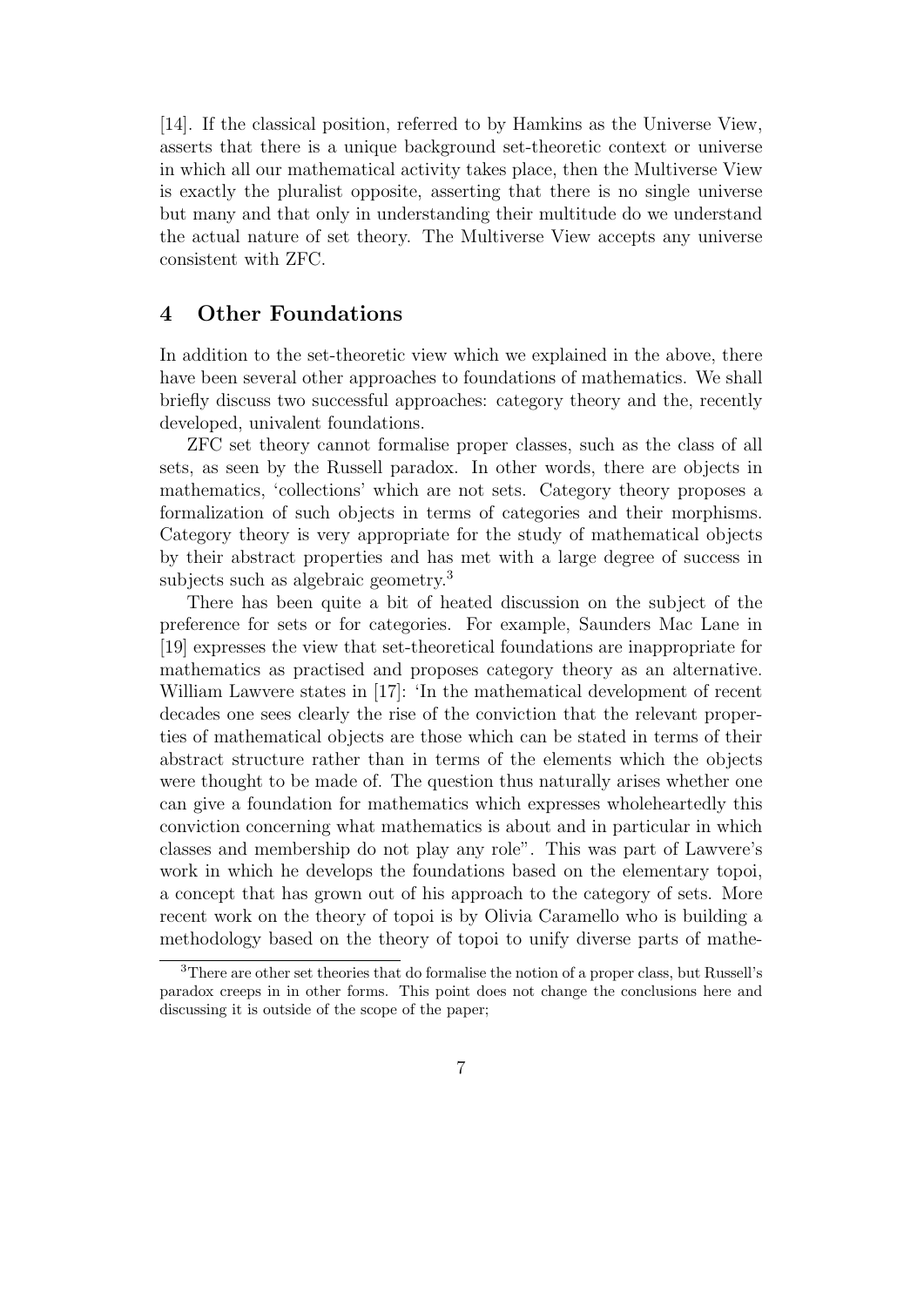[14]. If the classical position, referred to by Hamkins as the Universe View, asserts that there is a unique background set-theoretic context or universe in which all our mathematical activity takes place, then the Multiverse View is exactly the pluralist opposite, asserting that there is no single universe but many and that only in understanding their multitude do we understand the actual nature of set theory. The Multiverse View accepts any universe consistent with ZFC.

## 4 Other Foundations

In addition to the set-theoretic view which we explained in the above, there have been several other approaches to foundations of mathematics. We shall briefly discuss two successful approaches: category theory and the, recently developed, univalent foundations.

ZFC set theory cannot formalise proper classes, such as the class of all sets, as seen by the Russell paradox. In other words, there are objects in mathematics, 'collections' which are not sets. Category theory proposes a formalization of such objects in terms of categories and their morphisms. Category theory is very appropriate for the study of mathematical objects by their abstract properties and has met with a large degree of success in subjects such as algebraic geometry.[3]

There has been quite a bit of heated discussion on the subject of the preference for sets or for categories. For example, Saunders Mac Lane in [19] expresses the view that set-theoretical foundations are inappropriate for mathematics as practised and proposes category theory as an alternative. William Lawvere states in [17]: 'In the mathematical development of recent decades one sees clearly the rise of the conviction that the relevant properties of mathematical objects are those which can be stated in terms of their abstract structure rather than in terms of the elements which the objects were thought to be made of. The question thus naturally arises whether one can give a foundation for mathematics which expresses wholeheartedly this conviction concerning what mathematics is about and in particular in which classes and membership do not play any role". This was part of Lawvere's work in which he develops the foundations based on the elementary topoi, a concept that has grown out of his approach to the category of sets. More recent work on the theory of topoi is by Olivia Caramello who is building a methodology based on the theory of topoi to unify diverse parts of mathe-

[3] There are other set theories that do formalise the notion of a proper class, but Russell's paradox creeps in in other forms. This point does not change the conclusions here and discussing it is outside of the scope of the paper;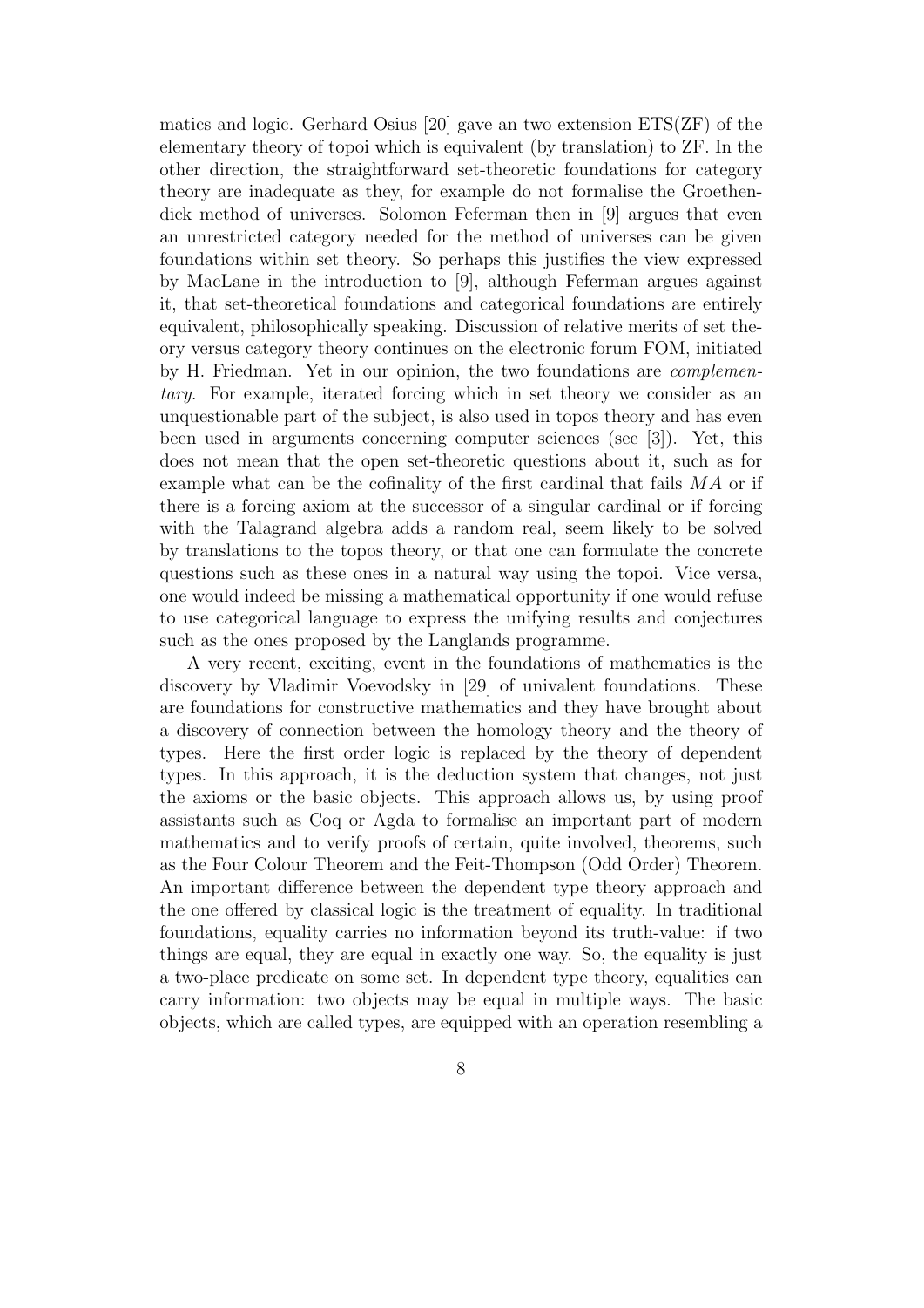matics and logic. Gerhard Osius [20] gave an two extension ETS(ZF) of the elementary theory of topoi which is equivalent (by translation) to ZF. In the other direction, the straightforward set-theoretic foundations for category theory are inadequate as they, for example do not formalise the Groethendick method of universes. Solomon Feferman then in [9] argues that even an unrestricted category needed for the method of universes can be given foundations within set theory. So perhaps this justifies the view expressed by MacLane in the introduction to [9], although Feferman argues against it, that set-theoretical foundations and categorical foundations are entirely equivalent, philosophically speaking. Discussion of relative merits of set theory versus category theory continues on the electronic forum FOM, initiated by H. Friedman. Yet in our opinion, the two foundations are *complementary*. For example, iterated forcing which in set theory we consider as an unquestionable part of the subject, is also used in topos theory and has even been used in arguments concerning computer sciences (see [3]). Yet, this does not mean that the open set-theoretic questions about it, such as for example what can be the cofinality of the first cardinal that fails $MA$ or if there is a forcing axiom at the successor of a singular cardinal or if forcing with the Talagrand algebra adds a random real, seem likely to be solved by translations to the topos theory, or that one can formulate the concrete questions such as these ones in a natural way using the topoi. Vice versa, one would indeed be missing a mathematical opportunity if one would refuse to use categorical language to express the unifying results and conjectures such as the ones proposed by the Langlands programme.

A very recent, exciting, event in the foundations of mathematics is the discovery by Vladimir Voevodsky in [29] of univalent foundations. These are foundations for constructive mathematics and they have brought about a discovery of connection between the homology theory and the theory of types. Here the first order logic is replaced by the theory of dependent types. In this approach, it is the deduction system that changes, not just the axioms or the basic objects. This approach allows us, by using proof assistants such as Coq or Agda to formalise an important part of modern mathematics and to verify proofs of certain, quite involved, theorems, such as the Four Colour Theorem and the Feit-Thompson (Odd Order) Theorem. An important difference between the dependent type theory approach and the one offered by classical logic is the treatment of equality. In traditional foundations, equality carries no information beyond its truth-value: if two things are equal, they are equal in exactly one way. So, the equality is just a two-place predicate on some set. In dependent type theory, equalities can carry information: two objects may be equal in multiple ways. The basic objects, which are called types, are equipped with an operation resembling a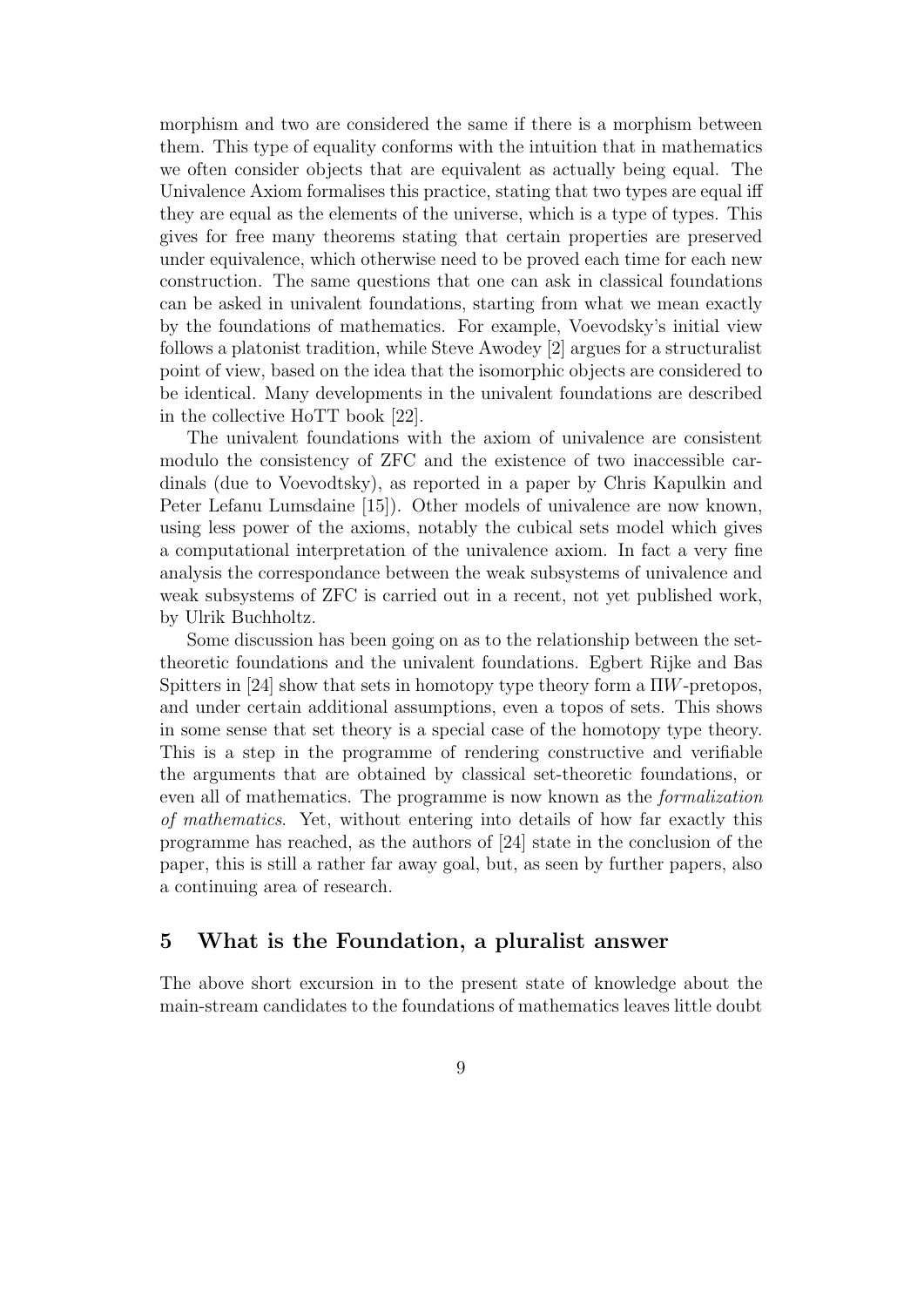morphism and two are considered the same if there is a morphism between them. This type of equality conforms with the intuition that in mathematics we often consider objects that are equivalent as actually being equal. The Univalence Axiom formalises this practice, stating that two types are equal iff they are equal as the elements of the universe, which is a type of types. This gives for free many theorems stating that certain properties are preserved under equivalence, which otherwise need to be proved each time for each new construction. The same questions that one can ask in classical foundations can be asked in univalent foundations, starting from what we mean exactly by the foundations of mathematics. For example, Voevodsky's initial view follows a platonist tradition, while Steve Awodey [2] argues for a structuralist point of view, based on the idea that the isomorphic objects are considered to be identical. Many developments in the univalent foundations are described in the collective HoTT book [22].

The univalent foundations with the axiom of univalence are consistent modulo the consistency of ZFC and the existence of two inaccessible cardinals (due to Voevodtsky), as reported in a paper by Chris Kapulkin and Peter Lefanu Lumsdaine [15]). Other models of univalence are now known, using less power of the axioms, notably the cubical sets model which gives a computational interpretation of the univalence axiom. In fact a very fine analysis the correspondance between the weak subsystems of univalence and weak subsystems of ZFC is carried out in a recent, not yet published work, by Ulrik Buchholtz.

Some discussion has been going on as to the relationship between the set-theoretic foundations and the univalent foundations. Egbert Rijke and Bas Spitters in [24] show that sets in homotopy type theory form a $\Pi W$-pretopos, and under certain additional assumptions, even a topos of sets. This shows in some sense that set theory is a special case of the homotopy type theory. This is a step in the programme of rendering constructive and verifiable the arguments that are obtained by classical set-theoretic foundations, or even all of mathematics. The programme is now known as the *formalization of mathematics*. Yet, without entering into details of how far exactly this programme has reached, as the authors of [24] state in the conclusion of the paper, this is still a rather far away goal, but, as seen by further papers, also a continuing area of research.

## 5 What is the Foundation, a pluralist answer

The above short excursion in to the present state of knowledge about the main-stream candidates to the foundations of mathematics leaves little doubt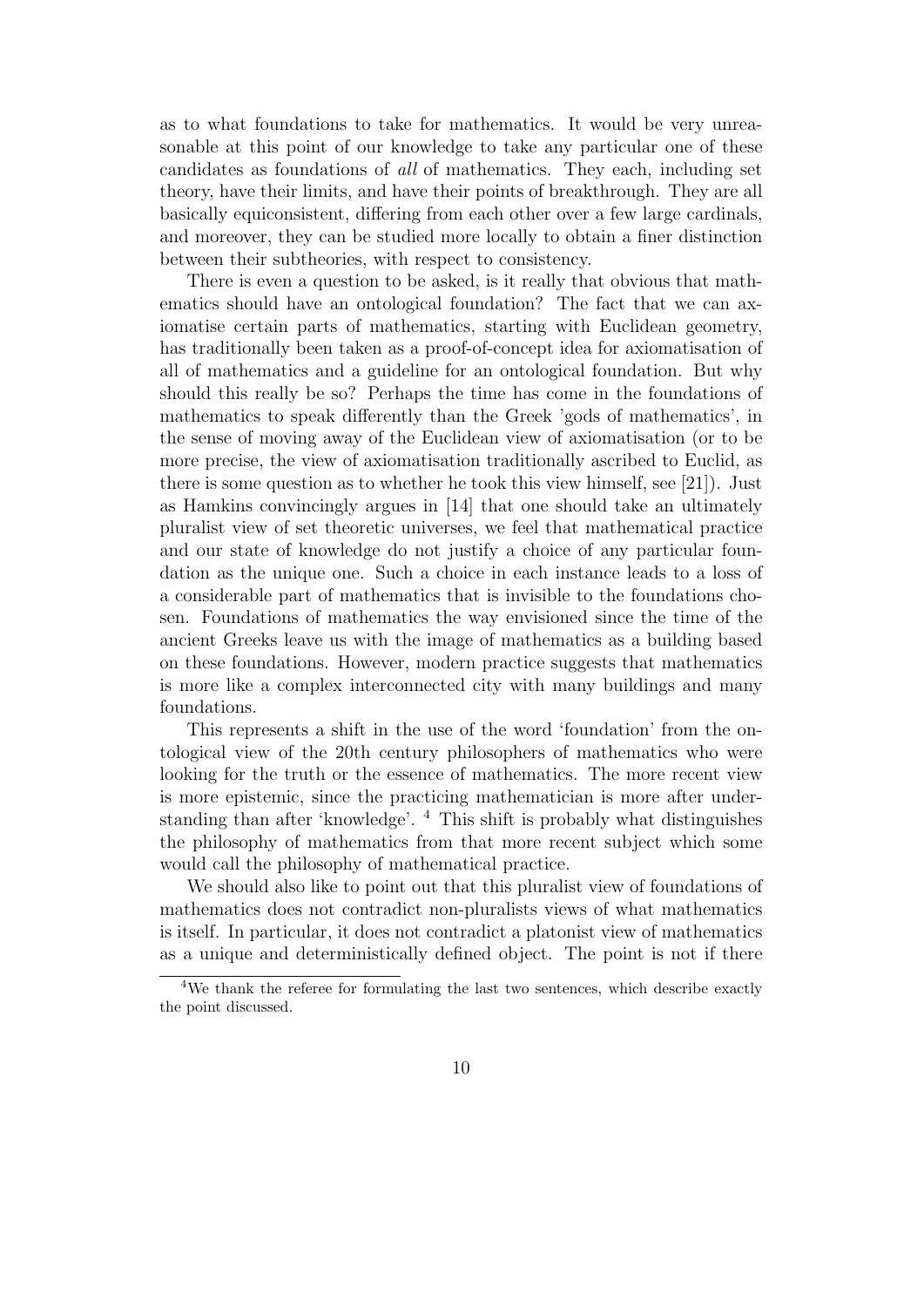as to what foundations to take for mathematics. It would be very unreasonable at this point of our knowledge to take any particular one of these candidates as foundations of *all* of mathematics. They each, including set theory, have their limits, and have their points of breakthrough. They are all basically equiconsistent, differing from each other over a few large cardinals, and moreover, they can be studied more locally to obtain a finer distinction between their subtheories, with respect to consistency.

There is even a question to be asked, is it really that obvious that mathematics should have an ontological foundation? The fact that we can axiomatise certain parts of mathematics, starting with Euclidean geometry, has traditionally been taken as a proof-of-concept idea for axiomatisation of all of mathematics and a guideline for an ontological foundation. But why should this really be so? Perhaps the time has come in the foundations of mathematics to speak differently than the Greek 'gods of mathematics', in the sense of moving away of the Euclidean view of axiomatisation (or to be more precise, the view of axiomatisation traditionally ascribed to Euclid, as there is some question as to whether he took this view himself, see [21]). Just as Hamkins convincingly argues in [14] that one should take an ultimately pluralist view of set theoretic universes, we feel that mathematical practice and our state of knowledge do not justify a choice of any particular foundation as the unique one. Such a choice in each instance leads to a loss of a considerable part of mathematics that is invisible to the foundations chosen. Foundations of mathematics the way envisioned since the time of the ancient Greeks leave us with the image of mathematics as a building based on these foundations. However, modern practice suggests that mathematics is more like a complex interconnected city with many buildings and many foundations.

This represents a shift in the use of the word 'foundation' from the ontological view of the 20th century philosophers of mathematics who were looking for the truth or the essence of mathematics. The more recent view is more epistemic, since the practicing mathematician is more after understanding than after 'knowledge'. [4] This shift is probably what distinguishes the philosophy of mathematics from that more recent subject which some would call the philosophy of mathematical practice.

We should also like to point out that this pluralist view of foundations of mathematics does not contradict non-pluralists views of what mathematics is itself. In particular, it does not contradict a platonist view of mathematics as a unique and deterministically defined object. The point is not if there

[4] We thank the referee for formulating the last two sentences, which describe exactly the point discussed.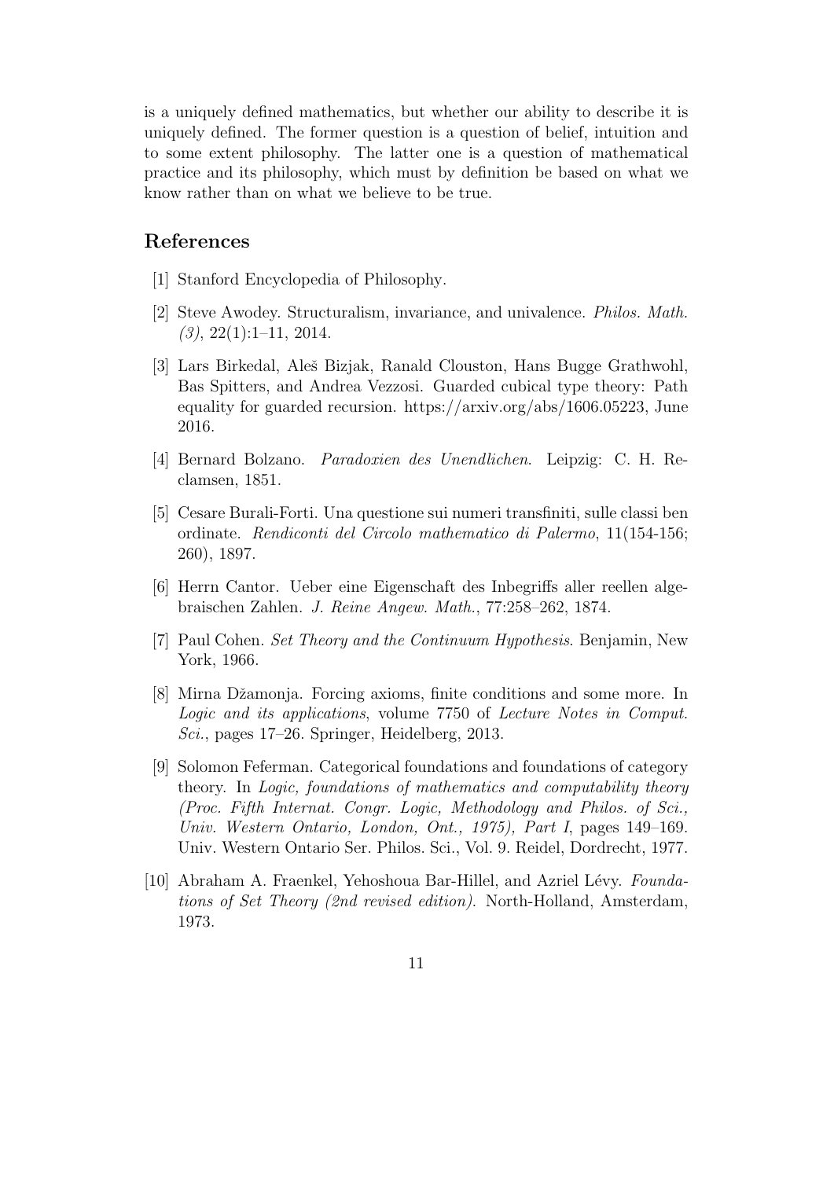is a uniquely defined mathematics, but whether our ability to describe it is uniquely defined. The former question is a question of belief, intuition and to some extent philosophy. The latter one is a question of mathematical practice and its philosophy, which must by definition be based on what we know rather than on what we believe to be true.

## References

[1] Stanford Encyclopedia of Philosophy.

[2] Steve Awodey. Structuralism, invariance, and univalence. *Philos. Math. (3)*, 22(1):1–11, 2014.

[3] Lars Birkedal, Aleš Bizjak, Ranald Clouston, Hans Bugge Grathwohl, Bas Spitters, and Andrea Vezzosi. Guarded cubical type theory: Path equality for guarded recursion. https://arxiv.org/abs/1606.05223, June 2016.

[4] Bernard Bolzano. *Paradoxien des Unendlichen*. Leipzig: C. H. Reclamsen, 1851.

[5] Cesare Burali-Forti. Una questione sui numeri transfiniti, sulle classi ben ordinate. *Rendiconti del Circolo mathematico di Palermo*, 11(154-156; 260), 1897.

[6] Herrn Cantor. Ueber eine Eigenschaft des Inbegriffs aller reellen algebraischen Zahlen. *J. Reine Angew. Math.*, 77:258–262, 1874.

[7] Paul Cohen. *Set Theory and the Continuum Hypothesis*. Benjamin, New York, 1966.

[8] Mirna Džamonja. Forcing axioms, finite conditions and some more. In *Logic and its applications*, volume 7750 of *Lecture Notes in Comput. Sci.*, pages 17–26. Springer, Heidelberg, 2013.

[9] Solomon Feferman. Categorical foundations and foundations of category theory. In *Logic, foundations of mathematics and computability theory (Proc. Fifth Internat. Congr. Logic, Methodology and Philos. of Sci., Univ. Western Ontario, London, Ont., 1975), Part I*, pages 149–169. Univ. Western Ontario Ser. Philos. Sci., Vol. 9. Reidel, Dordrecht, 1977.

[10] Abraham A. Fraenkel, Yehoshoua Bar-Hillel, and Azriel Lévy. *Foundations of Set Theory (2nd revised edition)*. North-Holland, Amsterdam, 1973.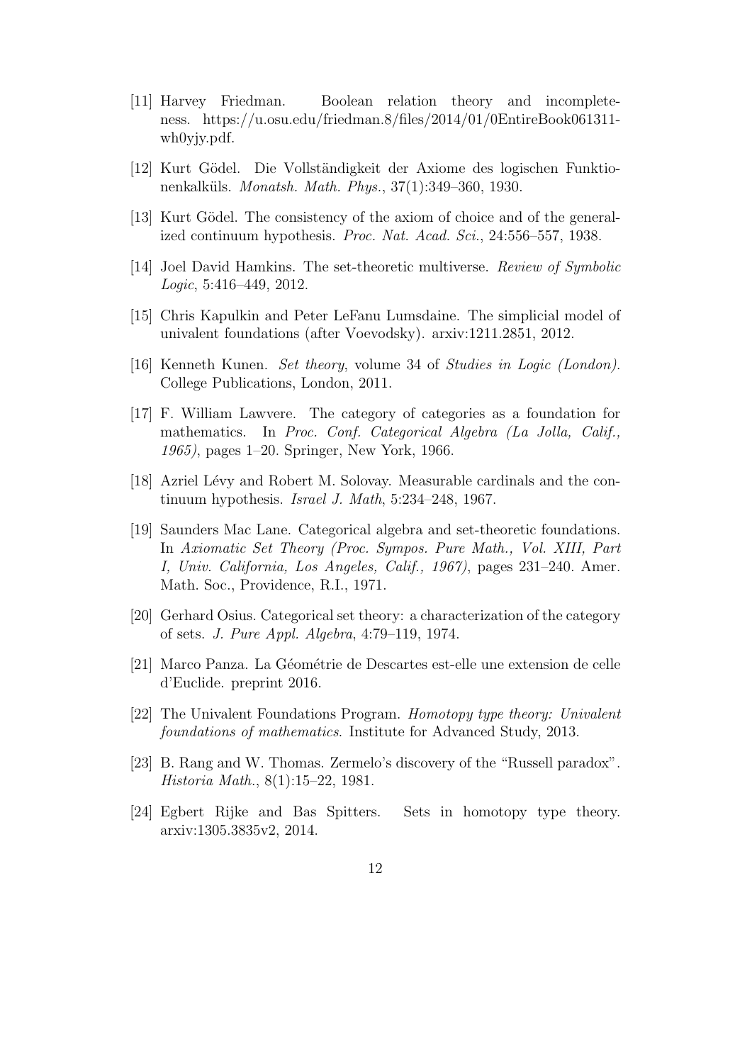[11] Harvey Friedman. Boolean relation theory and incompleteness. https://u.osu.edu/friedman.8/files/2014/01/0EntireBook061311-wh0yjy.pdf.

[12] Kurt Gödel. Die Vollständigkeit der Axiome des logischen Funktionenkalküls. *Monatsh. Math. Phys.*, 37(1):349–360, 1930.

[13] Kurt Gödel. The consistency of the axiom of choice and of the generalized continuum hypothesis. *Proc. Nat. Acad. Sci.*, 24:556–557, 1938.

[14] Joel David Hamkins. The set-theoretic multiverse. *Review of Symbolic Logic*, 5:416–449, 2012.

[15] Chris Kapulkin and Peter LeFanu Lumsdaine. The simplicial model of univalent foundations (after Voevodsky). arxiv:1211.2851, 2012.

[16] Kenneth Kunen. *Set theory*, volume 34 of *Studies in Logic (London)*. College Publications, London, 2011.

[17] F. William Lawvere. The category of categories as a foundation for mathematics. In *Proc. Conf. Categorical Algebra (La Jolla, Calif., 1965)*, pages 1–20. Springer, New York, 1966.

[18] Azriel Lévy and Robert M. Solovay. Measurable cardinals and the continuum hypothesis. *Israel J. Math*, 5:234–248, 1967.

[19] Saunders Mac Lane. Categorical algebra and set-theoretic foundations. In *Axiomatic Set Theory (Proc. Sympos. Pure Math., Vol. XIII, Part I, Univ. California, Los Angeles, Calif., 1967)*, pages 231–240. Amer. Math. Soc., Providence, R.I., 1971.

[20] Gerhard Osius. Categorical set theory: a characterization of the category of sets. *J. Pure Appl. Algebra*, 4:79–119, 1974.

[21] Marco Panza. La Géométrie de Descartes est-elle une extension de celle d'Euclide. preprint 2016.

[22] The Univalent Foundations Program. *Homotopy type theory: Univalent foundations of mathematics*. Institute for Advanced Study, 2013.

[23] B. Rang and W. Thomas. Zermelo's discovery of the "Russell paradox". *Historia Math.*, 8(1):15–22, 1981.

[24] Egbert Rijke and Bas Spitters. Sets in homotopy type theory. arxiv:1305.3835v2, 2014.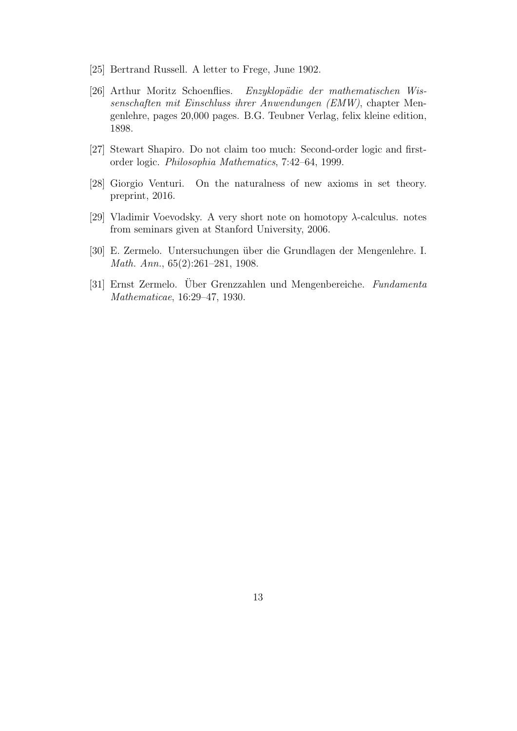[25] Bertrand Russell. A letter to Frege, June 1902.

[26] Arthur Moritz Schoenflies. *Enzyklopädie der mathematischen Wissenschaften mit Einschluss ihrer Anwendungen (EMW)*, chapter Mengenlehre, pages 20,000 pages. B.G. Teubner Verlag, felix kleine edition, 1898.

[27] Stewart Shapiro. Do not claim too much: Second-order logic and first-order logic. *Philosophia Mathematics*, 7:42–64, 1999.

[28] Giorgio Venturi. On the naturalness of new axioms in set theory. preprint, 2016.

[29] Vladimir Voevodsky. A very short note on homotopy $\lambda$-calculus. notes from seminars given at Stanford University, 2006.

[30] E. Zermelo. Untersuchungen über die Grundlagen der Mengenlehre. I. *Math. Ann.*, 65(2):261–281, 1908.

[31] Ernst Zermelo. Über Grenzzahlen und Mengenbereiche. *Fundamenta Mathematicae*, 16:29–47, 1930.